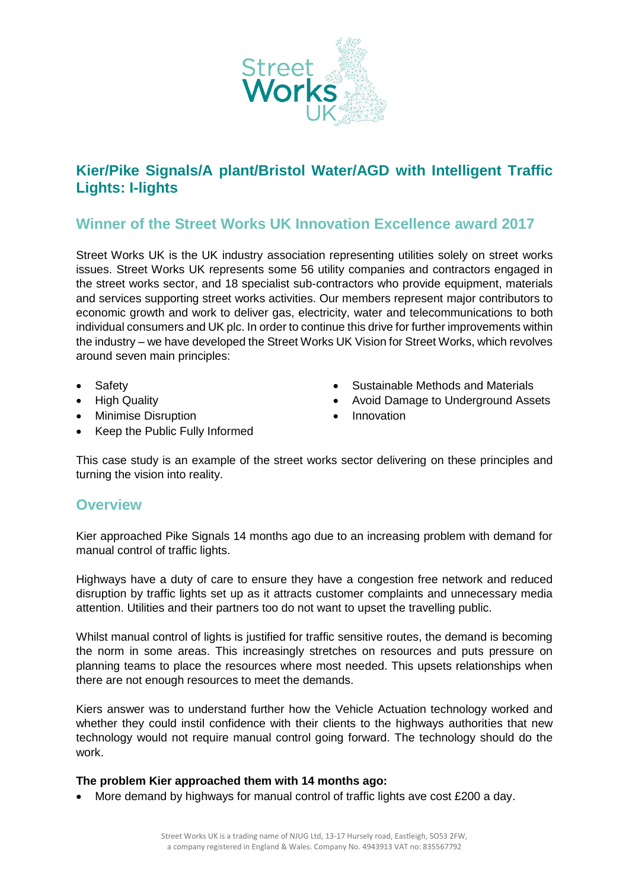# Kier/Pike Signals/A plant/Bristol Water/AGD with Intelligent Traffic Lights: I-lights

## Winner of the Street Works UK Innovation Excellence award 2017

Street Works UK is the UK industry association representing utilities solely on street works issues. Street Works UK represents some 56 utility companies and contractors engaged in the street works sector, and 18 specialist sub-contractors who provide equipment, materials and services supporting street works activities. Our members represent major contributors to economic growth and work to deliver gas, electricity, water and telecommunications to both individual consumers and UK plc. In order to continue this drive for further improvements within the industry – we have developed the Street Works UK Vision for Street Works, which revolves around seven main principles:

- Safety
- High Quality
- Minimise Disruption
- Keep the Public Fully Informed
- Sustainable Methods and Materials
- Avoid Damage to Underground Assets
- Innovation

This case study is an example of the street works sector delivering on these principles and turning the vision into reality.

## Overview

Kier approached Pike Signals 14 months ago due to an increasing problem with demand for manual control of traffic lights.

Highways have a duty of care to ensure they have a congestion free network and reduced disruption by traffic lights set up as it attracts customer complaints and unnecessary media attention. Utilities and their partners too do not want to upset the travelling public.

Whilst manual control of lights is justified for traffic sensitive routes, the demand is becoming the norm in some areas. This increasingly stretches on resources and puts pressure on planning teams to place the resources where most needed. This upsets relationships when there are not enough resources to meet the demands.

Kiers answer was to understand further how the Vehicle Actuation technology worked and whether they could instil confidence with their clients to the highways authorities that new technology would not require manual control going forward. The technology should do the work.

**The problem Kier approached them with 14 months ago:**

- More demand by highways for manual control of traffic lights ave cost £200 a day.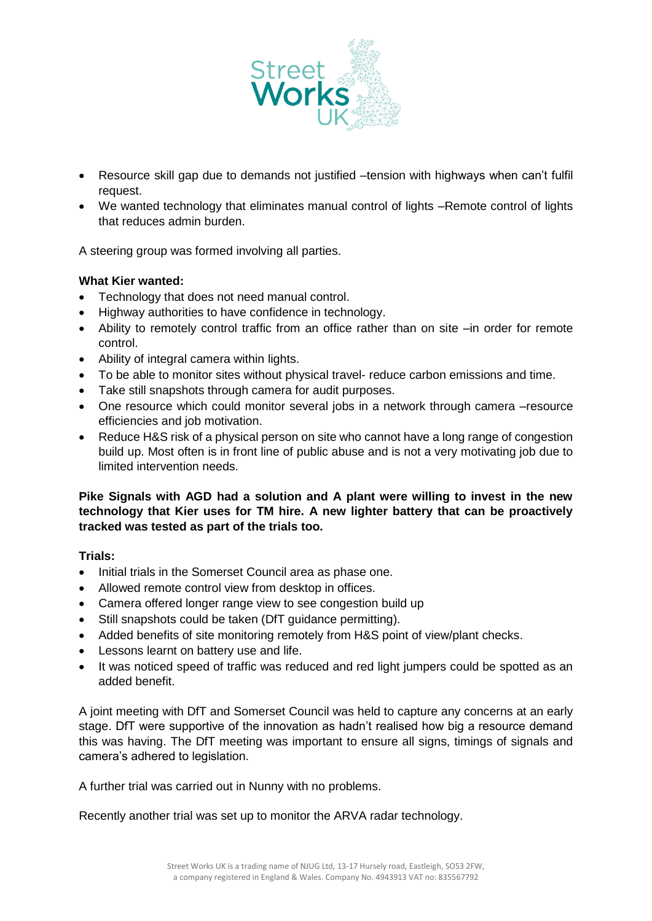- Resource skill gap due to demands not justified –tension with highways when can't fulfil request.
- We wanted technology that eliminates manual control of lights –Remote control of lights that reduces admin burden.

A steering group was formed involving all parties.

**What Kier wanted:**

- Technology that does not need manual control.
- Highway authorities to have confidence in technology.
- Ability to remotely control traffic from an office rather than on site –in order for remote control.
- Ability of integral camera within lights.
- To be able to monitor sites without physical travel- reduce carbon emissions and time.
- Take still snapshots through camera for audit purposes.
- One resource which could monitor several jobs in a network through camera –resource efficiencies and job motivation.
- Reduce H&S risk of a physical person on site who cannot have a long range of congestion build up. Most often is in front line of public abuse and is not a very motivating job due to limited intervention needs.

**Pike Signals with AGD had a solution and A plant were willing to invest in the new technology that Kier uses for TM hire. A new lighter battery that can be proactively tracked was tested as part of the trials too.**

**Trials:**

- Initial trials in the Somerset Council area as phase one.
- Allowed remote control view from desktop in offices.
- Camera offered longer range view to see congestion build up
- Still snapshots could be taken (DfT guidance permitting).
- Added benefits of site monitoring remotely from H&S point of view/plant checks.
- Lessons learnt on battery use and life.
- It was noticed speed of traffic was reduced and red light jumpers could be spotted as an added benefit.

A joint meeting with DfT and Somerset Council was held to capture any concerns at an early stage. DfT were supportive of the innovation as hadn't realised how big a resource demand this was having. The DfT meeting was important to ensure all signs, timings of signals and camera's adhered to legislation.

A further trial was carried out in Nunny with no problems.

Recently another trial was set up to monitor the ARVA radar technology.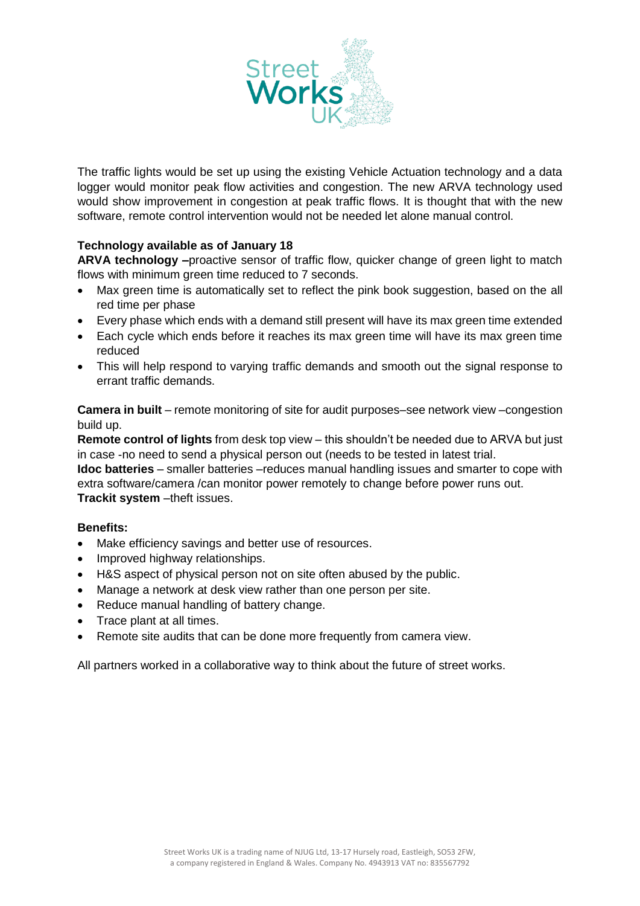The traffic lights would be set up using the existing Vehicle Actuation technology and a data logger would monitor peak flow activities and congestion. The new ARVA technology used would show improvement in congestion at peak traffic flows. It is thought that with the new software, remote control intervention would not be needed let alone manual control.

**Technology available as of January 18**

**ARVA technology –**proactive sensor of traffic flow, quicker change of green light to match flows with minimum green time reduced to 7 seconds.

- Max green time is automatically set to reflect the pink book suggestion, based on the all red time per phase
- Every phase which ends with a demand still present will have its max green time extended
- Each cycle which ends before it reaches its max green time will have its max green time reduced
- This will help respond to varying traffic demands and smooth out the signal response to errant traffic demands.

**Camera in built** – remote monitoring of site for audit purposes–see network view –congestion build up.

**Remote control of lights** from desk top view – this shouldn't be needed due to ARVA but just in case -no need to send a physical person out (needs to be tested in latest trial.

**Idoc batteries** – smaller batteries –reduces manual handling issues and smarter to cope with extra software/camera /can monitor power remotely to change before power runs out.

**Trackit system** –theft issues.

**Benefits:**

- Make efficiency savings and better use of resources.
- Improved highway relationships.
- H&S aspect of physical person not on site often abused by the public.
- Manage a network at desk view rather than one person per site.
- Reduce manual handling of battery change.
- Trace plant at all times.
- Remote site audits that can be done more frequently from camera view.

All partners worked in a collaborative way to think about the future of street works.